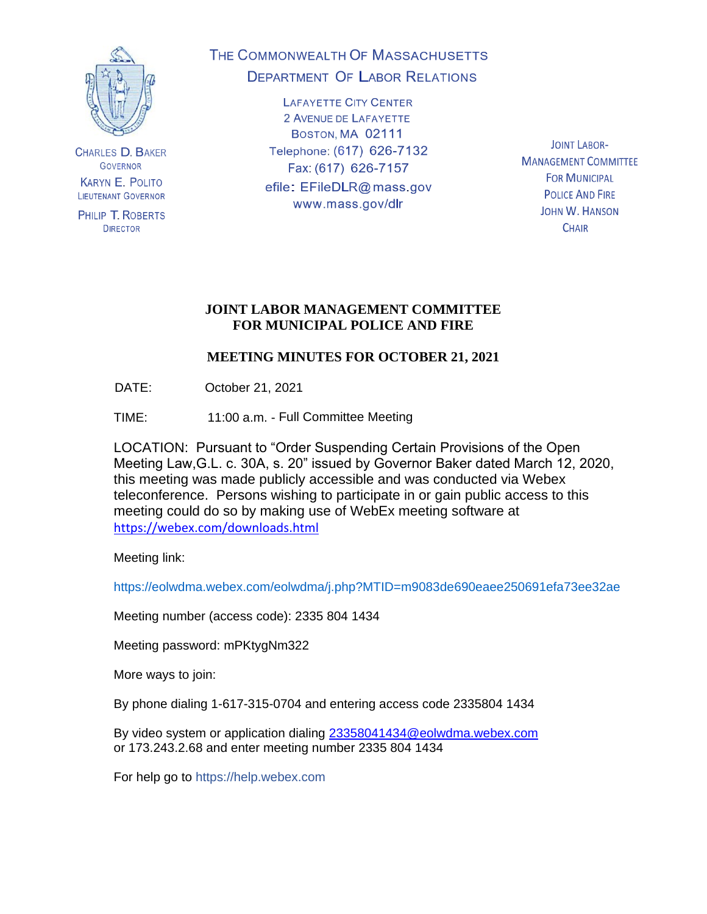THE COMMONWEALTH OF MASSACHUSETTS
DEPARTMENT OF LABOR RELATIONS

LAFAYETTE CITY CENTER
2 AVENUE DE LAFAYETTE
BOSTON, MA 02111
Telephone: (617) 626-7132
Fax: (617) 626-7157
efile: EFileDLR@mass.gov
www.mass.gov/dlr

CHARLES D. BAKER
GOVERNOR

KARYN E. POLITO
LIEUTENANT GOVERNOR

PHILIP T. ROBERTS
DIRECTOR

JOINT LABOR-MANAGEMENT COMMITTEE FOR MUNICIPAL POLICE AND FIRE
JOHN W. HANSON
CHAIR

# JOINT LABOR MANAGEMENT COMMITTEE FOR MUNICIPAL POLICE AND FIRE

## MEETING MINUTES FOR OCTOBER 21, 2021

DATE: October 21, 2021

TIME: 11:00 a.m. - Full Committee Meeting

LOCATION: Pursuant to "Order Suspending Certain Provisions of the Open Meeting Law,G.L. c. 30A, s. 20" issued by Governor Baker dated March 12, 2020, this meeting was made publicly accessible and was conducted via Webex teleconference. Persons wishing to participate in or gain public access to this meeting could do so by making use of WebEx meeting software at https://webex.com/downloads.html

Meeting link:

https://eolwdma.webex.com/eolwdma/j.php?MTID=m9083de690eaee250691efa73ee32ae

Meeting number (access code): 2335 804 1434

Meeting password: mPKtygNm322

More ways to join:

By phone dialing 1-617-315-0704 and entering access code 2335804 1434

By video system or application dialing 23358041434@eolwdma.webex.com or 173.243.2.68 and enter meeting number 2335 804 1434

For help go to https://help.webex.com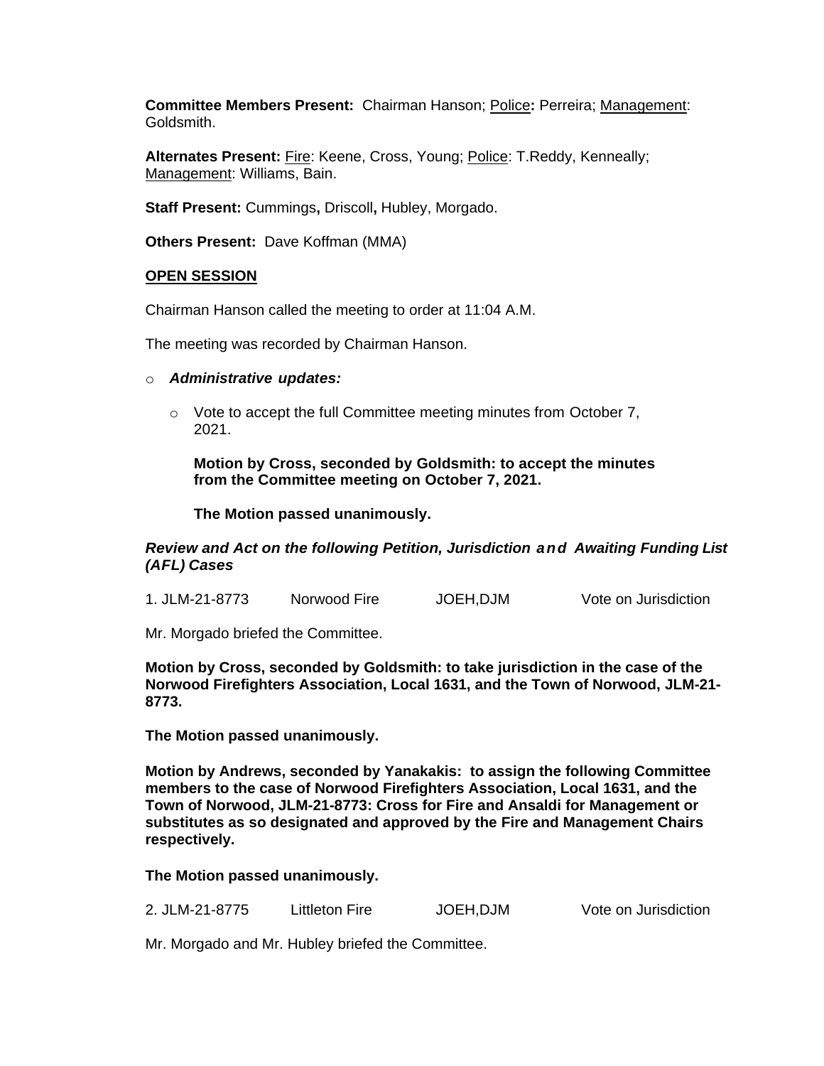**Committee Members Present:** Chairman Hanson; Police**:** Perreira; Management: Goldsmith.

**Alternates Present:** Fire: Keene, Cross, Young; Police: T.Reddy, Kenneally; Management: Williams, Bain.

**Staff Present:** Cummings**,** Driscoll**,** Hubley, Morgado.

**Others Present:** Dave Koffman (MMA)

**OPEN SESSION**

Chairman Hanson called the meeting to order at 11:04 A.M.

The meeting was recorded by Chairman Hanson.

- ***Administrative updates:***

    - Vote to accept the full Committee meeting minutes from October 7, 2021.

      **Motion by Cross, seconded by Goldsmith: to accept the minutes from the Committee meeting on October 7, 2021.**

      **The Motion passed unanimously.**

***Review and Act on the following Petition, Jurisdiction and Awaiting Funding List (AFL) Cases***

1. JLM-21-8773 Norwood Fire JOEH,DJM Vote on Jurisdiction

Mr. Morgado briefed the Committee.

**Motion by Cross, seconded by Goldsmith: to take jurisdiction in the case of the Norwood Firefighters Association, Local 1631, and the Town of Norwood, JLM-21-8773.**

**The Motion passed unanimously.**

**Motion by Andrews, seconded by Yanakakis: to assign the following Committee members to the case of Norwood Firefighters Association, Local 1631, and the Town of Norwood, JLM-21-8773: Cross for Fire and Ansaldi for Management or substitutes as so designated and approved by the Fire and Management Chairs respectively.**

**The Motion passed unanimously.**

2. JLM-21-8775 Littleton Fire JOEH,DJM Vote on Jurisdiction

Mr. Morgado and Mr. Hubley briefed the Committee.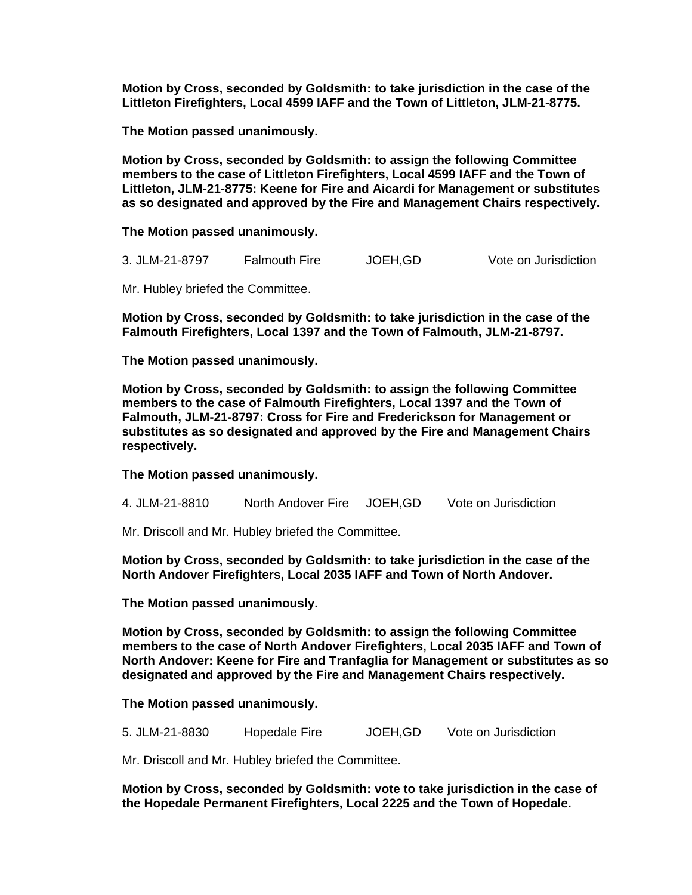**Motion by Cross, seconded by Goldsmith: to take jurisdiction in the case of the Littleton Firefighters, Local 4599 IAFF and the Town of Littleton, JLM-21-8775.**

**The Motion passed unanimously.**

**Motion by Cross, seconded by Goldsmith: to assign the following Committee members to the case of Littleton Firefighters, Local 4599 IAFF and the Town of Littleton, JLM-21-8775: Keene for Fire and Aicardi for Management or substitutes as so designated and approved by the Fire and Management Chairs respectively.**

**The Motion passed unanimously.**

3. JLM-21-8797 Falmouth Fire JOEH,GD Vote on Jurisdiction

Mr. Hubley briefed the Committee.

**Motion by Cross, seconded by Goldsmith: to take jurisdiction in the case of the Falmouth Firefighters, Local 1397 and the Town of Falmouth, JLM-21-8797.**

**The Motion passed unanimously.**

**Motion by Cross, seconded by Goldsmith: to assign the following Committee members to the case of Falmouth Firefighters, Local 1397 and the Town of Falmouth, JLM-21-8797: Cross for Fire and Frederickson for Management or substitutes as so designated and approved by the Fire and Management Chairs respectively.**

**The Motion passed unanimously.**

4. JLM-21-8810 North Andover Fire JOEH,GD Vote on Jurisdiction

Mr. Driscoll and Mr. Hubley briefed the Committee.

**Motion by Cross, seconded by Goldsmith: to take jurisdiction in the case of the North Andover Firefighters, Local 2035 IAFF and Town of North Andover.**

**The Motion passed unanimously.**

**Motion by Cross, seconded by Goldsmith: to assign the following Committee members to the case of North Andover Firefighters, Local 2035 IAFF and Town of North Andover: Keene for Fire and Tranfaglia for Management or substitutes as so designated and approved by the Fire and Management Chairs respectively.**

**The Motion passed unanimously.**

5. JLM-21-8830 Hopedale Fire JOEH,GD Vote on Jurisdiction

Mr. Driscoll and Mr. Hubley briefed the Committee.

**Motion by Cross, seconded by Goldsmith: vote to take jurisdiction in the case of the Hopedale Permanent Firefighters, Local 2225 and the Town of Hopedale.**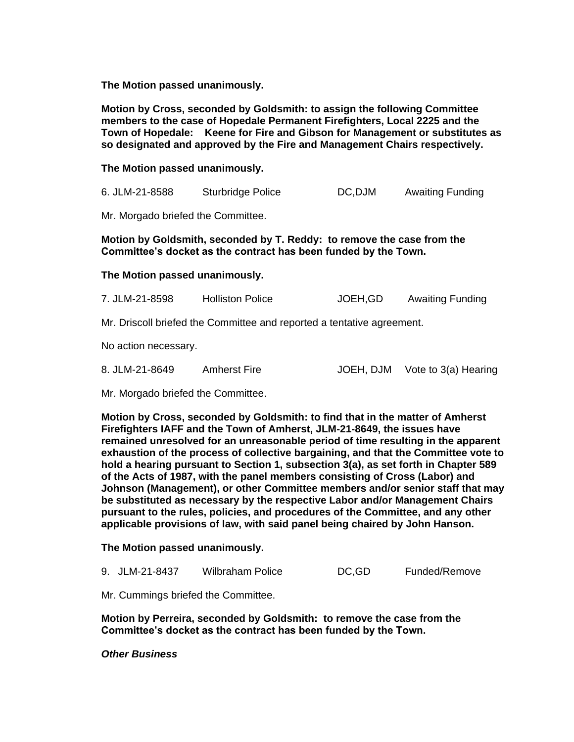**The Motion passed unanimously.**

**Motion by Cross, seconded by Goldsmith: to assign the following Committee members to the case of Hopedale Permanent Firefighters, Local 2225 and the Town of Hopedale: Keene for Fire and Gibson for Management or substitutes as so designated and approved by the Fire and Management Chairs respectively.**

**The Motion passed unanimously.**

6. JLM-21-8588 Sturbridge Police DC,DJM Awaiting Funding

Mr. Morgado briefed the Committee.

**Motion by Goldsmith, seconded by T. Reddy: to remove the case from the Committee's docket as the contract has been funded by the Town.**

**The Motion passed unanimously.**

7. JLM-21-8598 Holliston Police JOEH,GD Awaiting Funding

Mr. Driscoll briefed the Committee and reported a tentative agreement.

No action necessary.

8. JLM-21-8649 Amherst Fire JOEH, DJM Vote to 3(a) Hearing

Mr. Morgado briefed the Committee.

**Motion by Cross, seconded by Goldsmith: to find that in the matter of Amherst Firefighters IAFF and the Town of Amherst, JLM-21-8649, the issues have remained unresolved for an unreasonable period of time resulting in the apparent exhaustion of the process of collective bargaining, and that the Committee vote to hold a hearing pursuant to Section 1, subsection 3(a), as set forth in Chapter 589 of the Acts of 1987, with the panel members consisting of Cross (Labor) and Johnson (Management), or other Committee members and/or senior staff that may be substituted as necessary by the respective Labor and/or Management Chairs pursuant to the rules, policies, and procedures of the Committee, and any other applicable provisions of law, with said panel being chaired by John Hanson.**

**The Motion passed unanimously.**

9. JLM-21-8437 Wilbraham Police DC,GD Funded/Remove

Mr. Cummings briefed the Committee.

**Motion by Perreira, seconded by Goldsmith: to remove the case from the Committee's docket as the contract has been funded by the Town.**

***Other Business***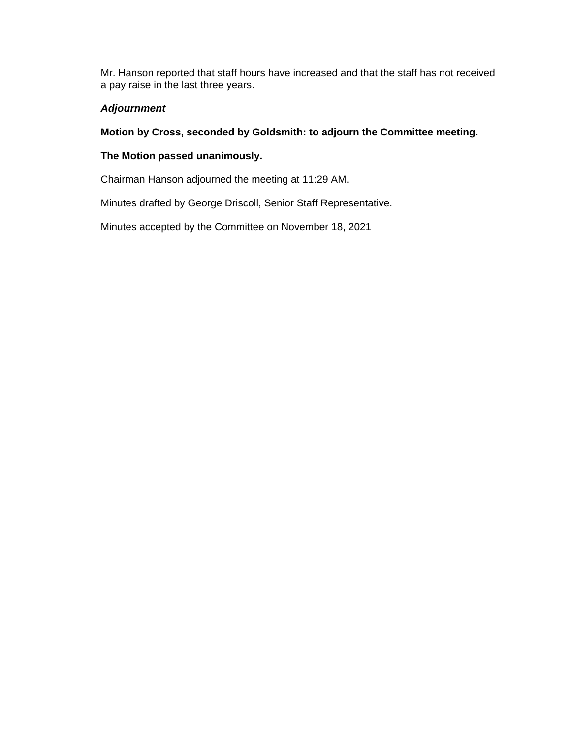Mr. Hanson reported that staff hours have increased and that the staff has not received a pay raise in the last three years.

***Adjournment***

**Motion by Cross, seconded by Goldsmith: to adjourn the Committee meeting.**

**The Motion passed unanimously.**

Chairman Hanson adjourned the meeting at 11:29 AM.

Minutes drafted by George Driscoll, Senior Staff Representative.

Minutes accepted by the Committee on November 18, 2021